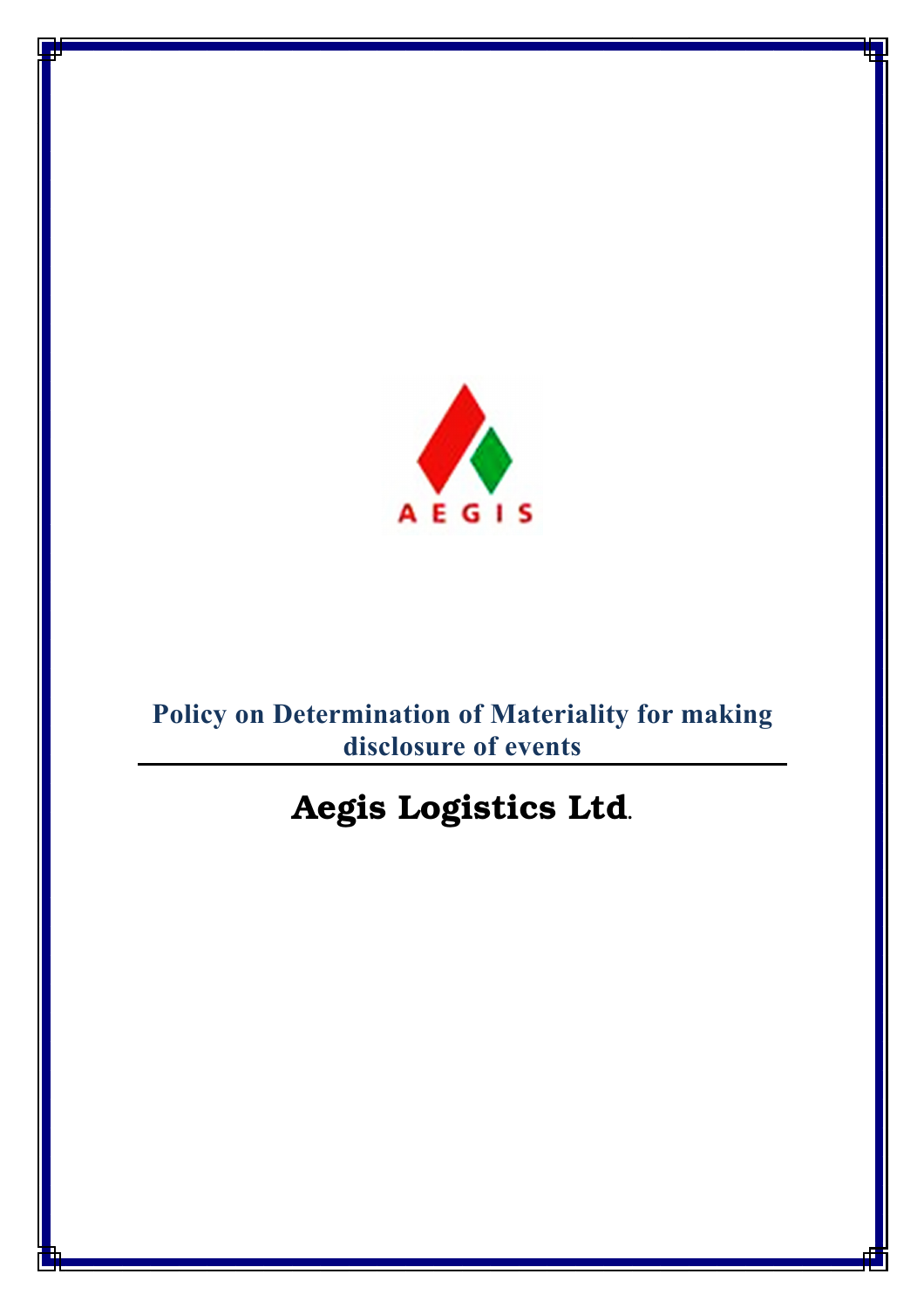AEGIS

# Policy on Determination of Materiality for making disclosure of events

## Aegis Logistics Ltd.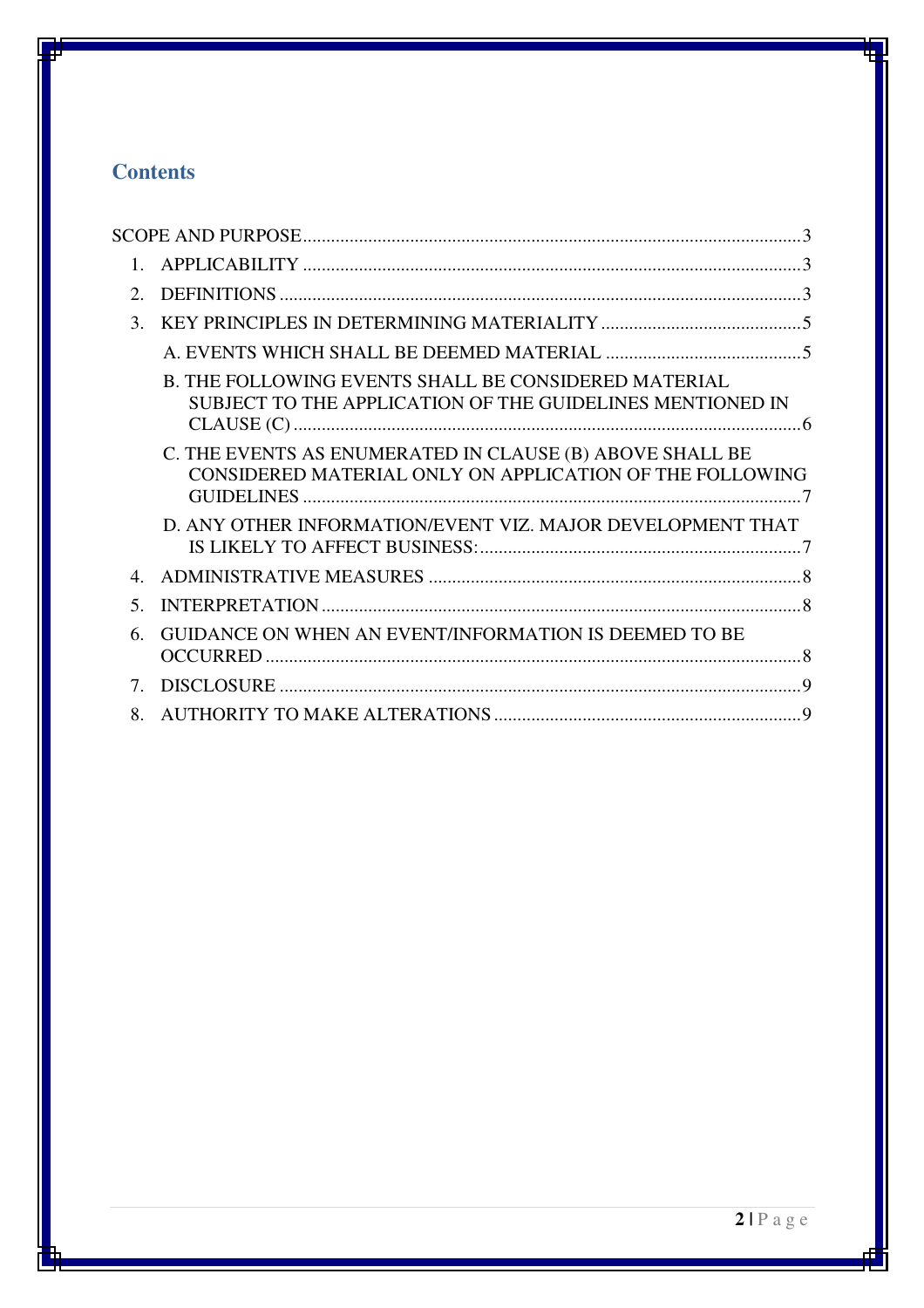## Contents

SCOPE AND PURPOSE .......... 3

1. APPLICABILITY .......... 3
2. DEFINITIONS .......... 3
3. KEY PRINCIPLES IN DETERMINING MATERIALITY .......... 5
   - A. EVENTS WHICH SHALL BE DEEMED MATERIAL .......... 5
   - B. THE FOLLOWING EVENTS SHALL BE CONSIDERED MATERIAL SUBJECT TO THE APPLICATION OF THE GUIDELINES MENTIONED IN CLAUSE (C) .......... 6
   - C. THE EVENTS AS ENUMERATED IN CLAUSE (B) ABOVE SHALL BE CONSIDERED MATERIAL ONLY ON APPLICATION OF THE FOLLOWING GUIDELINES .......... 7
   - D. ANY OTHER INFORMATION/EVENT VIZ. MAJOR DEVELOPMENT THAT IS LIKELY TO AFFECT BUSINESS: .......... 7
4. ADMINISTRATIVE MEASURES .......... 8
5. INTERPRETATION .......... 8
6. GUIDANCE ON WHEN AN EVENT/INFORMATION IS DEEMED TO BE OCCURRED .......... 8
7. DISCLOSURE .......... 9
8. AUTHORITY TO MAKE ALTERATIONS .......... 9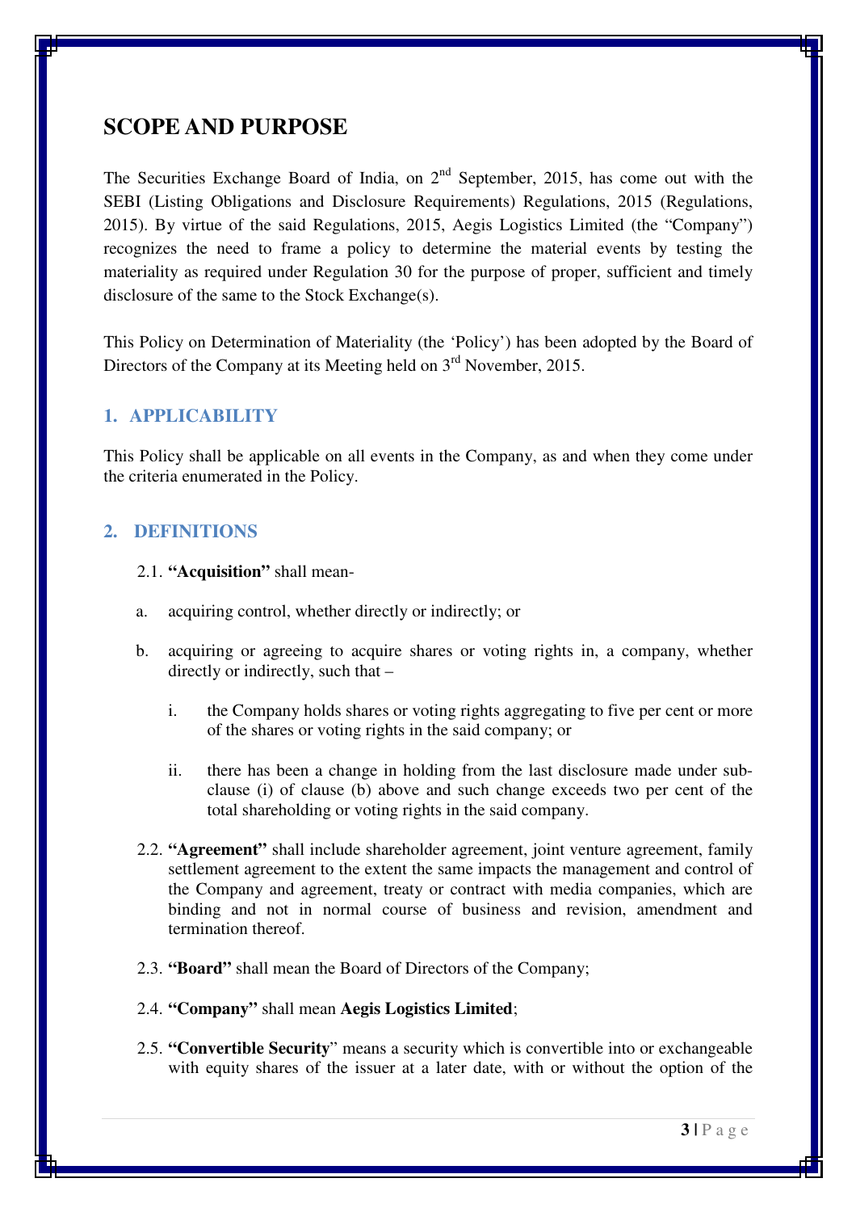# SCOPE AND PURPOSE

The Securities Exchange Board of India, on 2nd September, 2015, has come out with the SEBI (Listing Obligations and Disclosure Requirements) Regulations, 2015 (Regulations, 2015). By virtue of the said Regulations, 2015, Aegis Logistics Limited (the "Company") recognizes the need to frame a policy to determine the material events by testing the materiality as required under Regulation 30 for the purpose of proper, sufficient and timely disclosure of the same to the Stock Exchange(s).

This Policy on Determination of Materiality (the 'Policy') has been adopted by the Board of Directors of the Company at its Meeting held on 3rd November, 2015.

## 1. APPLICABILITY

This Policy shall be applicable on all events in the Company, as and when they come under the criteria enumerated in the Policy.

## 2. DEFINITIONS

2.1. **"Acquisition"** shall mean-

a. acquiring control, whether directly or indirectly; or

b. acquiring or agreeing to acquire shares or voting rights in, a company, whether directly or indirectly, such that –

   i. the Company holds shares or voting rights aggregating to five per cent or more of the shares or voting rights in the said company; or

   ii. there has been a change in holding from the last disclosure made under sub-clause (i) of clause (b) above and such change exceeds two per cent of the total shareholding or voting rights in the said company.

2.2. **"Agreement"** shall include shareholder agreement, joint venture agreement, family settlement agreement to the extent the same impacts the management and control of the Company and agreement, treaty or contract with media companies, which are binding and not in normal course of business and revision, amendment and termination thereof.

2.3. **"Board"** shall mean the Board of Directors of the Company;

2.4. **"Company"** shall mean **Aegis Logistics Limited**;

2.5. **"Convertible Security"** means a security which is convertible into or exchangeable with equity shares of the issuer at a later date, with or without the option of the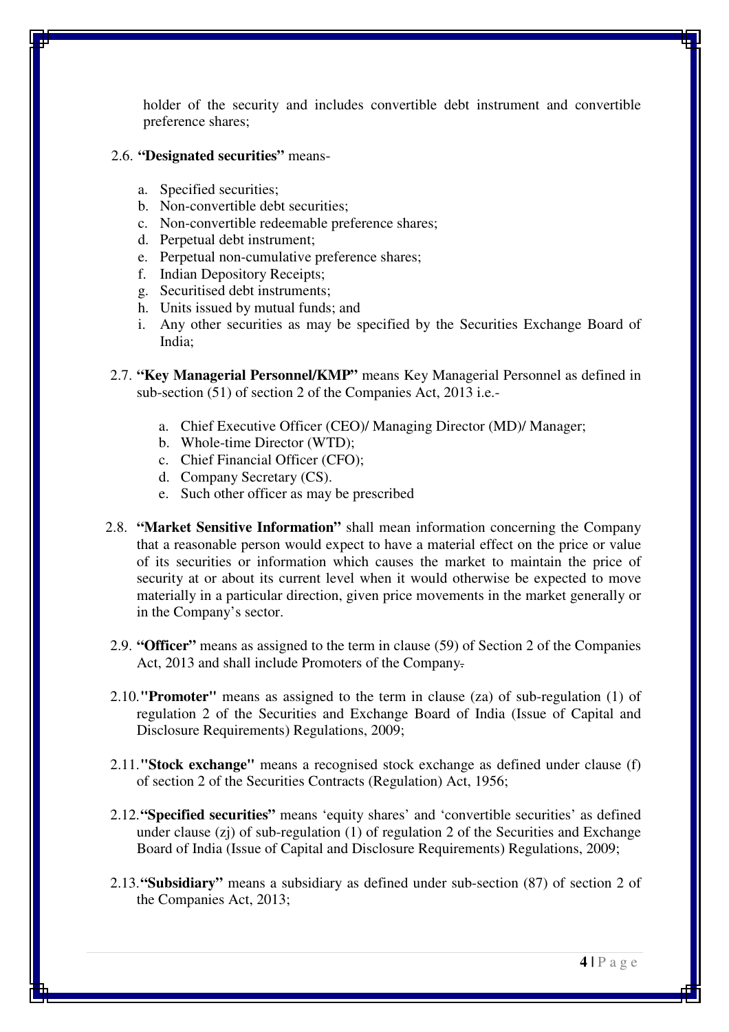holder of the security and includes convertible debt instrument and convertible preference shares;

2.6. **"Designated securities"** means-

a. Specified securities;
b. Non-convertible debt securities;
c. Non-convertible redeemable preference shares;
d. Perpetual debt instrument;
e. Perpetual non-cumulative preference shares;
f. Indian Depository Receipts;
g. Securitised debt instruments;
h. Units issued by mutual funds; and
i. Any other securities as may be specified by the Securities Exchange Board of India;

2.7. **"Key Managerial Personnel/KMP"** means Key Managerial Personnel as defined in sub-section (51) of section 2 of the Companies Act, 2013 i.e.-

a. Chief Executive Officer (CEO)/ Managing Director (MD)/ Manager;
b. Whole-time Director (WTD);
c. Chief Financial Officer (CFO);
d. Company Secretary (CS).
e. Such other officer as may be prescribed

2.8. **"Market Sensitive Information"** shall mean information concerning the Company that a reasonable person would expect to have a material effect on the price or value of its securities or information which causes the market to maintain the price of security at or about its current level when it would otherwise be expected to move materially in a particular direction, given price movements in the market generally or in the Company's sector.

2.9. **"Officer"** means as assigned to the term in clause (59) of Section 2 of the Companies Act, 2013 and shall include Promoters of the Company.

2.10. **"Promoter"** means as assigned to the term in clause (za) of sub-regulation (1) of regulation 2 of the Securities and Exchange Board of India (Issue of Capital and Disclosure Requirements) Regulations, 2009;

2.11. **"Stock exchange"** means a recognised stock exchange as defined under clause (f) of section 2 of the Securities Contracts (Regulation) Act, 1956;

2.12. **"Specified securities"** means 'equity shares' and 'convertible securities' as defined under clause (zj) of sub-regulation (1) of regulation 2 of the Securities and Exchange Board of India (Issue of Capital and Disclosure Requirements) Regulations, 2009;

2.13. **"Subsidiary"** means a subsidiary as defined under sub-section (87) of section 2 of the Companies Act, 2013;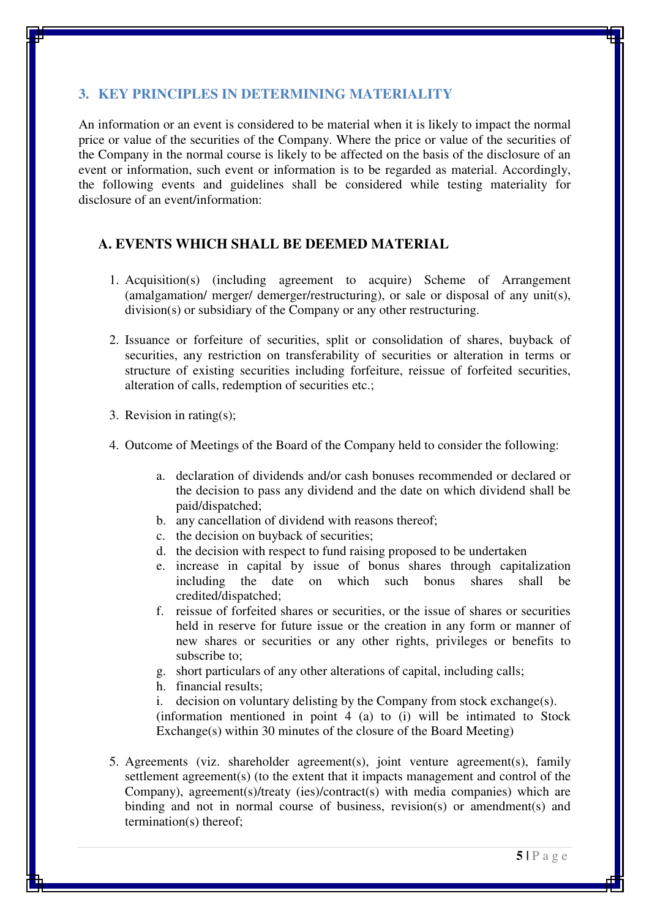## 3. KEY PRINCIPLES IN DETERMINING MATERIALITY

An information or an event is considered to be material when it is likely to impact the normal price or value of the securities of the Company. Where the price or value of the securities of the Company in the normal course is likely to be affected on the basis of the disclosure of an event or information, such event or information is to be regarded as material. Accordingly, the following events and guidelines shall be considered while testing materiality for disclosure of an event/information:

### A. EVENTS WHICH SHALL BE DEEMED MATERIAL

1. Acquisition(s) (including agreement to acquire) Scheme of Arrangement (amalgamation/ merger/ demerger/restructuring), or sale or disposal of any unit(s), division(s) or subsidiary of the Company or any other restructuring.

2. Issuance or forfeiture of securities, split or consolidation of shares, buyback of securities, any restriction on transferability of securities or alteration in terms or structure of existing securities including forfeiture, reissue of forfeited securities, alteration of calls, redemption of securities etc.;

3. Revision in rating(s);

4. Outcome of Meetings of the Board of the Company held to consider the following:

   a. declaration of dividends and/or cash bonuses recommended or declared or the decision to pass any dividend and the date on which dividend shall be paid/dispatched;
   b. any cancellation of dividend with reasons thereof;
   c. the decision on buyback of securities;
   d. the decision with respect to fund raising proposed to be undertaken
   e. increase in capital by issue of bonus shares through capitalization including the date on which such bonus shares shall be credited/dispatched;
   f. reissue of forfeited shares or securities, or the issue of shares or securities held in reserve for future issue or the creation in any form or manner of new shares or securities or any other rights, privileges or benefits to subscribe to;
   g. short particulars of any other alterations of capital, including calls;
   h. financial results;
   i. decision on voluntary delisting by the Company from stock exchange(s).

   (information mentioned in point 4 (a) to (i) will be intimated to Stock Exchange(s) within 30 minutes of the closure of the Board Meeting)

5. Agreements (viz. shareholder agreement(s), joint venture agreement(s), family settlement agreement(s) (to the extent that it impacts management and control of the Company), agreement(s)/treaty (ies)/contract(s) with media companies) which are binding and not in normal course of business, revision(s) or amendment(s) and termination(s) thereof;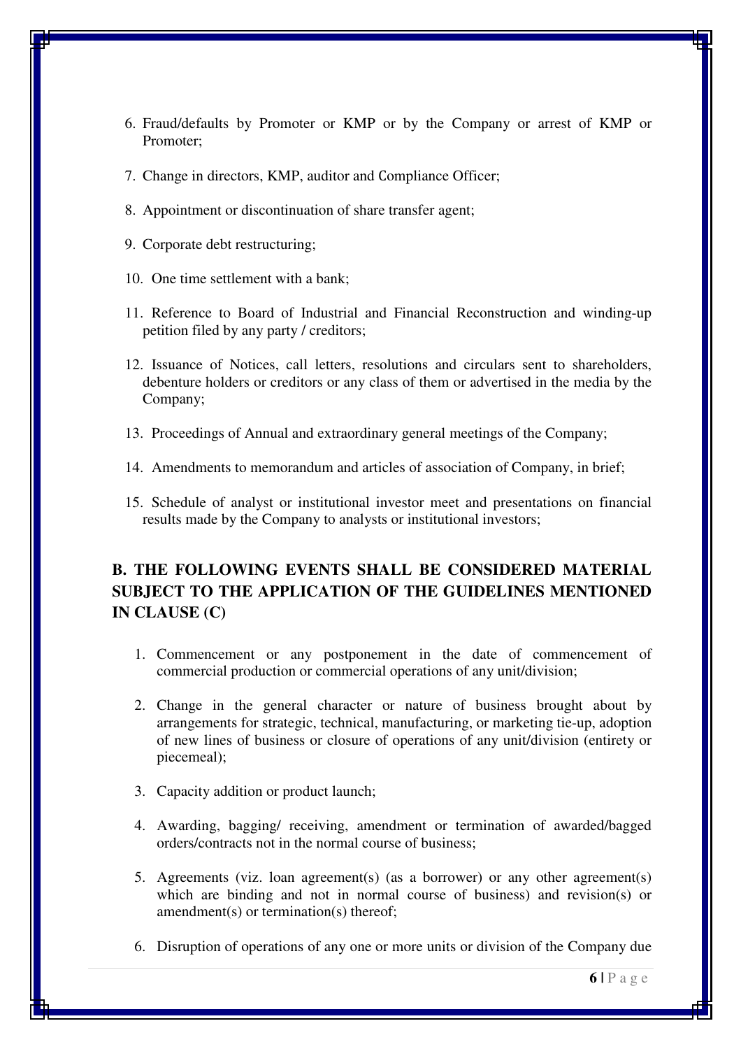6. Fraud/defaults by Promoter or KMP or by the Company or arrest of KMP or Promoter;

7. Change in directors, KMP, auditor and Compliance Officer;

8. Appointment or discontinuation of share transfer agent;

9. Corporate debt restructuring;

10. One time settlement with a bank;

11. Reference to Board of Industrial and Financial Reconstruction and winding-up petition filed by any party / creditors;

12. Issuance of Notices, call letters, resolutions and circulars sent to shareholders, debenture holders or creditors or any class of them or advertised in the media by the Company;

13. Proceedings of Annual and extraordinary general meetings of the Company;

14. Amendments to memorandum and articles of association of Company, in brief;

15. Schedule of analyst or institutional investor meet and presentations on financial results made by the Company to analysts or institutional investors;

## B. THE FOLLOWING EVENTS SHALL BE CONSIDERED MATERIAL SUBJECT TO THE APPLICATION OF THE GUIDELINES MENTIONED IN CLAUSE (C)

1. Commencement or any postponement in the date of commencement of commercial production or commercial operations of any unit/division;

2. Change in the general character or nature of business brought about by arrangements for strategic, technical, manufacturing, or marketing tie-up, adoption of new lines of business or closure of operations of any unit/division (entirety or piecemeal);

3. Capacity addition or product launch;

4. Awarding, bagging/ receiving, amendment or termination of awarded/bagged orders/contracts not in the normal course of business;

5. Agreements (viz. loan agreement(s) (as a borrower) or any other agreement(s) which are binding and not in normal course of business) and revision(s) or amendment(s) or termination(s) thereof;

6. Disruption of operations of any one or more units or division of the Company due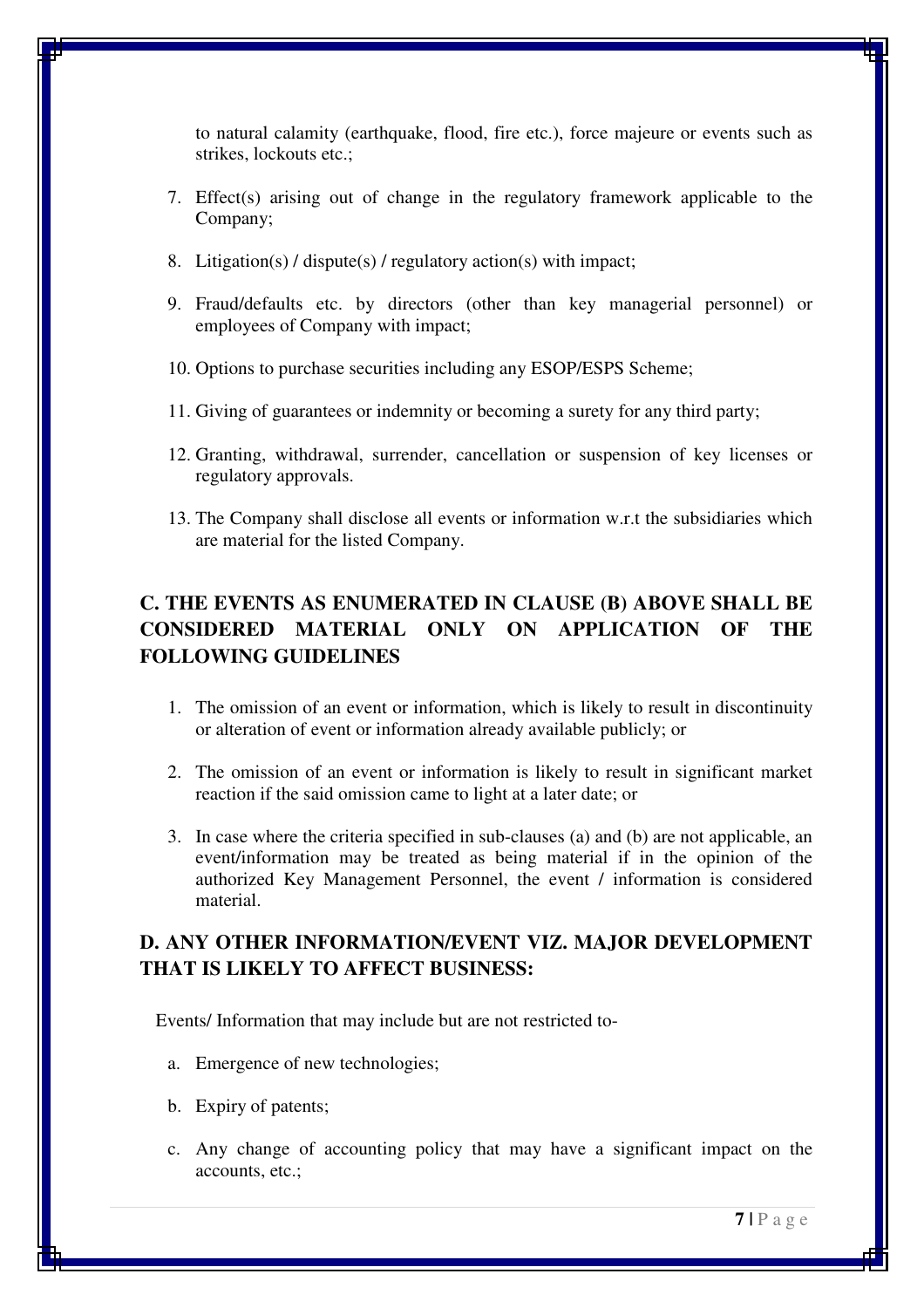to natural calamity (earthquake, flood, fire etc.), force majeure or events such as strikes, lockouts etc.;

7. Effect(s) arising out of change in the regulatory framework applicable to the Company;

8. Litigation(s) / dispute(s) / regulatory action(s) with impact;

9. Fraud/defaults etc. by directors (other than key managerial personnel) or employees of Company with impact;

10. Options to purchase securities including any ESOP/ESPS Scheme;

11. Giving of guarantees or indemnity or becoming a surety for any third party;

12. Granting, withdrawal, surrender, cancellation or suspension of key licenses or regulatory approvals.

13. The Company shall disclose all events or information w.r.t the subsidiaries which are material for the listed Company.

## C. THE EVENTS AS ENUMERATED IN CLAUSE (B) ABOVE SHALL BE CONSIDERED MATERIAL ONLY ON APPLICATION OF THE FOLLOWING GUIDELINES

1. The omission of an event or information, which is likely to result in discontinuity or alteration of event or information already available publicly; or

2. The omission of an event or information is likely to result in significant market reaction if the said omission came to light at a later date; or

3. In case where the criteria specified in sub-clauses (a) and (b) are not applicable, an event/information may be treated as being material if in the opinion of the authorized Key Management Personnel, the event / information is considered material.

## D. ANY OTHER INFORMATION/EVENT VIZ. MAJOR DEVELOPMENT THAT IS LIKELY TO AFFECT BUSINESS:

Events/ Information that may include but are not restricted to-

a. Emergence of new technologies;

b. Expiry of patents;

c. Any change of accounting policy that may have a significant impact on the accounts, etc.;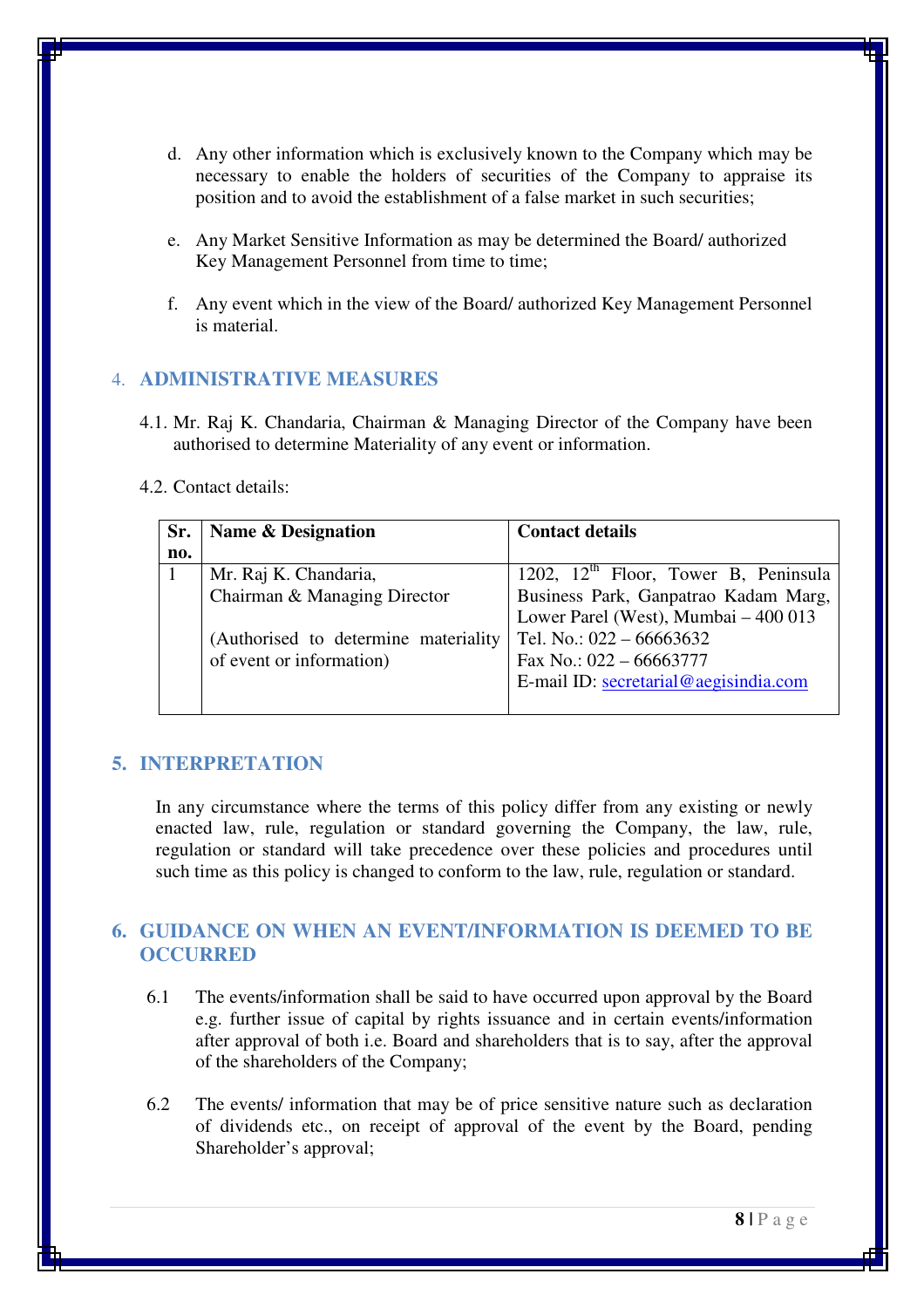d. Any other information which is exclusively known to the Company which may be necessary to enable the holders of securities of the Company to appraise its position and to avoid the establishment of a false market in such securities;

e. Any Market Sensitive Information as may be determined the Board/ authorized Key Management Personnel from time to time;

f. Any event which in the view of the Board/ authorized Key Management Personnel is material.

## 4. ADMINISTRATIVE MEASURES

4.1. Mr. Raj K. Chandaria, Chairman & Managing Director of the Company have been authorised to determine Materiality of any event or information.

4.2. Contact details:

| Sr. no. | Name & Designation | Contact details |
|---|---|---|
| 1 | Mr. Raj K. Chandaria,<br>Chairman & Managing Director<br><br>(Authorised to determine materiality of event or information) | 1202, 12th Floor, Tower B, Peninsula Business Park, Ganpatrao Kadam Marg, Lower Parel (West), Mumbai – 400 013<br>Tel. No.: 022 – 66663632<br>Fax No.: 022 – 66663777<br>E-mail ID: secretarial@aegisindia.com |

## 5. INTERPRETATION

In any circumstance where the terms of this policy differ from any existing or newly enacted law, rule, regulation or standard governing the Company, the law, rule, regulation or standard will take precedence over these policies and procedures until such time as this policy is changed to conform to the law, rule, regulation or standard.

## 6. GUIDANCE ON WHEN AN EVENT/INFORMATION IS DEEMED TO BE OCCURRED

6.1 The events/information shall be said to have occurred upon approval by the Board e.g. further issue of capital by rights issuance and in certain events/information after approval of both i.e. Board and shareholders that is to say, after the approval of the shareholders of the Company;

6.2 The events/ information that may be of price sensitive nature such as declaration of dividends etc., on receipt of approval of the event by the Board, pending Shareholder's approval;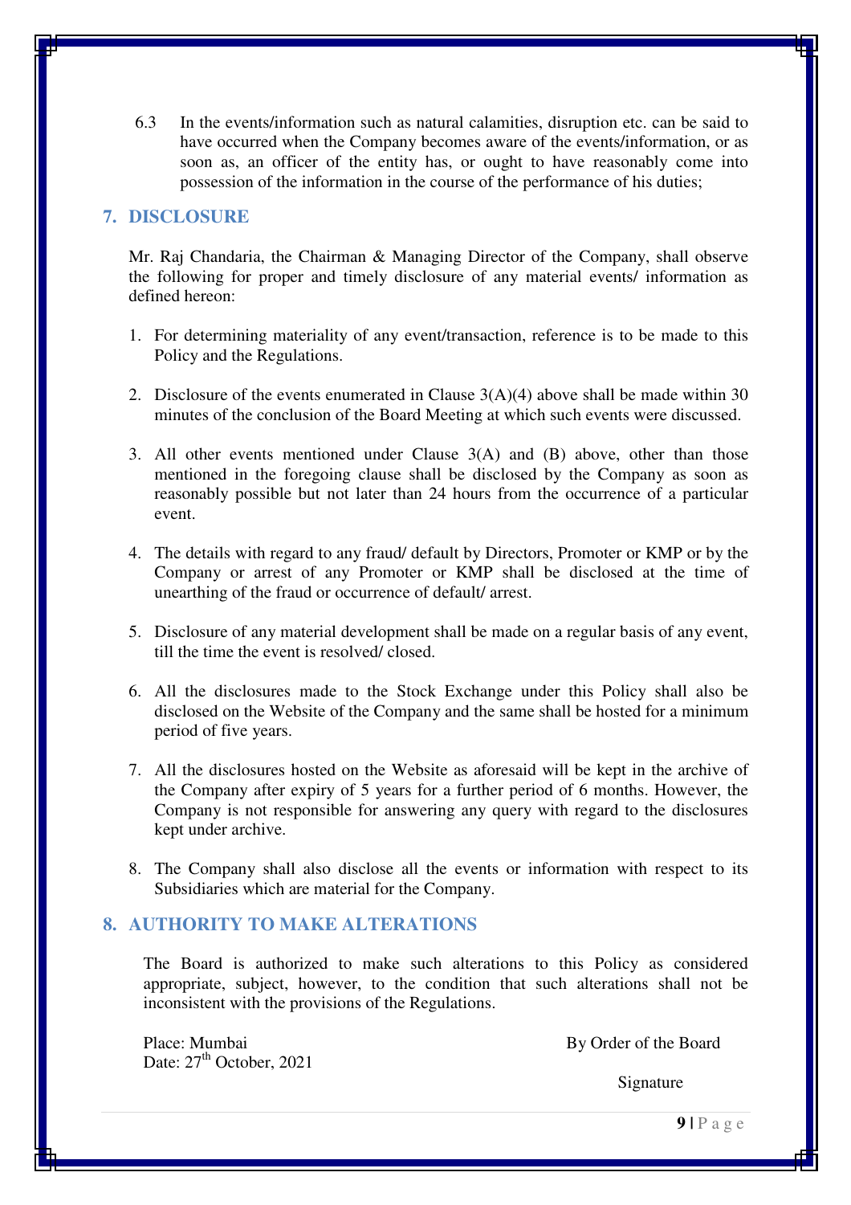6.3 In the events/information such as natural calamities, disruption etc. can be said to have occurred when the Company becomes aware of the events/information, or as soon as, an officer of the entity has, or ought to have reasonably come into possession of the information in the course of the performance of his duties;

## 7. DISCLOSURE

Mr. Raj Chandaria, the Chairman & Managing Director of the Company, shall observe the following for proper and timely disclosure of any material events/ information as defined hereon:

1. For determining materiality of any event/transaction, reference is to be made to this Policy and the Regulations.

2. Disclosure of the events enumerated in Clause 3(A)(4) above shall be made within 30 minutes of the conclusion of the Board Meeting at which such events were discussed.

3. All other events mentioned under Clause 3(A) and (B) above, other than those mentioned in the foregoing clause shall be disclosed by the Company as soon as reasonably possible but not later than 24 hours from the occurrence of a particular event.

4. The details with regard to any fraud/ default by Directors, Promoter or KMP or by the Company or arrest of any Promoter or KMP shall be disclosed at the time of unearthing of the fraud or occurrence of default/ arrest.

5. Disclosure of any material development shall be made on a regular basis of any event, till the time the event is resolved/ closed.

6. All the disclosures made to the Stock Exchange under this Policy shall also be disclosed on the Website of the Company and the same shall be hosted for a minimum period of five years.

7. All the disclosures hosted on the Website as aforesaid will be kept in the archive of the Company after expiry of 5 years for a further period of 6 months. However, the Company is not responsible for answering any query with regard to the disclosures kept under archive.

8. The Company shall also disclose all the events or information with respect to its Subsidiaries which are material for the Company.

## 8. AUTHORITY TO MAKE ALTERATIONS

The Board is authorized to make such alterations to this Policy as considered appropriate, subject, however, to the condition that such alterations shall not be inconsistent with the provisions of the Regulations.

Place: Mumbai
Date: 27th October, 2021

By Order of the Board

Signature